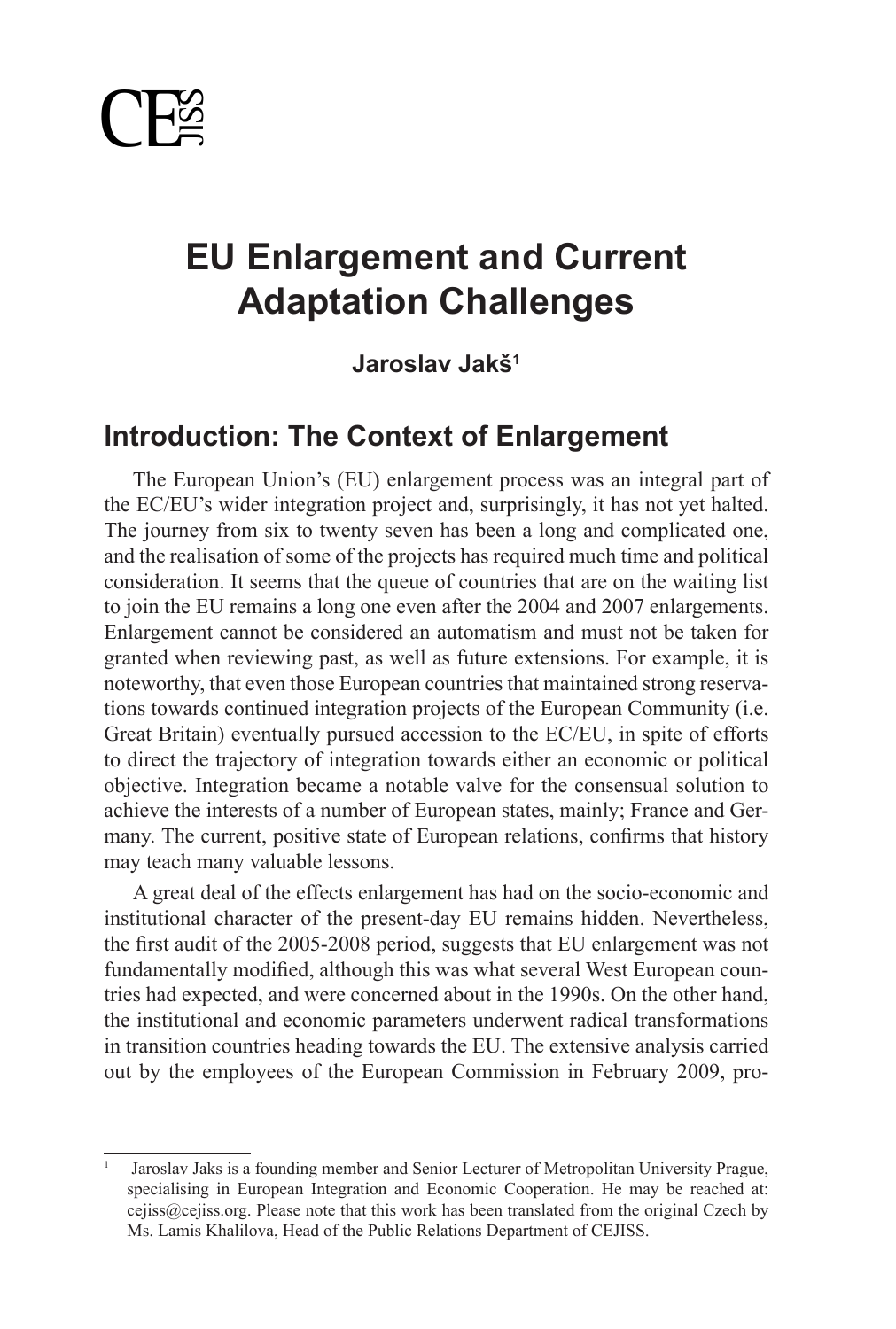# EU Enlargement and Current Adaptation Challenges

**Jaroslav Jakš**[1]

## Introduction: The Context of Enlargement

The European Union's (EU) enlargement process was an integral part of the EC/EU's wider integration project and, surprisingly, it has not yet halted. The journey from six to twenty seven has been a long and complicated one, and the realisation of some of the projects has required much time and political consideration. It seems that the queue of countries that are on the waiting list to join the EU remains a long one even after the 2004 and 2007 enlargements. Enlargement cannot be considered an automatism and must not be taken for granted when reviewing past, as well as future extensions. For example, it is noteworthy, that even those European countries that maintained strong reservations towards continued integration projects of the European Community (i.e. Great Britain) eventually pursued accession to the EC/EU, in spite of efforts to direct the trajectory of integration towards either an economic or political objective. Integration became a notable valve for the consensual solution to achieve the interests of a number of European states, mainly; France and Germany. The current, positive state of European relations, confirms that history may teach many valuable lessons.

A great deal of the effects enlargement has had on the socio-economic and institutional character of the present-day EU remains hidden. Nevertheless, the first audit of the 2005-2008 period, suggests that EU enlargement was not fundamentally modified, although this was what several West European countries had expected, and were concerned about in the 1990s. On the other hand, the institutional and economic parameters underwent radical transformations in transition countries heading towards the EU. The extensive analysis carried out by the employees of the European Commission in February 2009, pro-

---

[1] Jaroslav Jaks is a founding member and Senior Lecturer of Metropolitan University Prague, specialising in European Integration and Economic Cooperation. He may be reached at: cejiss@cejiss.org. Please note that this work has been translated from the original Czech by Ms. Lamis Khalilova, Head of the Public Relations Department of CEJISS.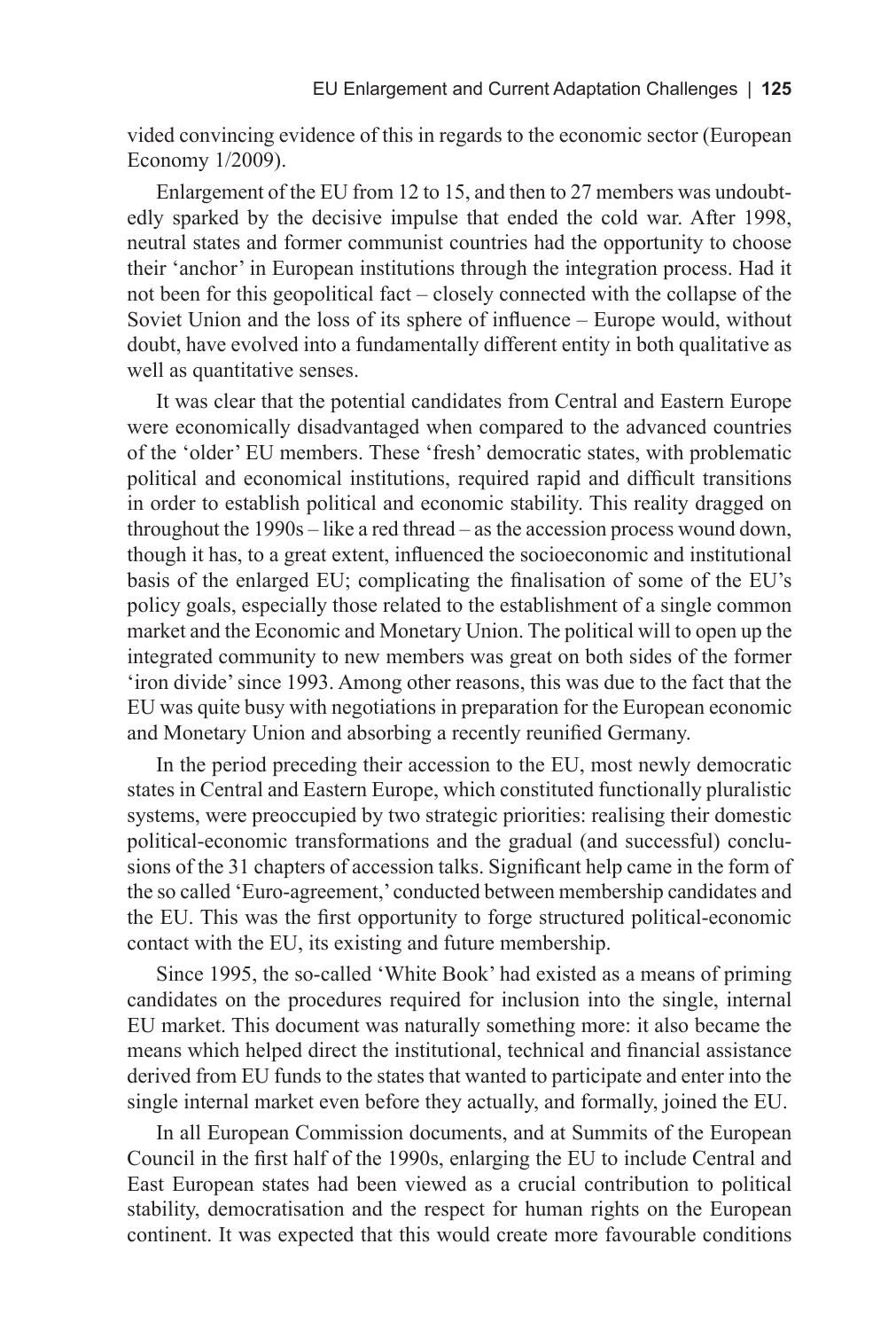vided convincing evidence of this in regards to the economic sector (European Economy 1/2009).

Enlargement of the EU from 12 to 15, and then to 27 members was undoubtedly sparked by the decisive impulse that ended the cold war. After 1998, neutral states and former communist countries had the opportunity to choose their 'anchor' in European institutions through the integration process. Had it not been for this geopolitical fact – closely connected with the collapse of the Soviet Union and the loss of its sphere of influence – Europe would, without doubt, have evolved into a fundamentally different entity in both qualitative as well as quantitative senses.

It was clear that the potential candidates from Central and Eastern Europe were economically disadvantaged when compared to the advanced countries of the 'older' EU members. These 'fresh' democratic states, with problematic political and economical institutions, required rapid and difficult transitions in order to establish political and economic stability. This reality dragged on throughout the 1990s – like a red thread – as the accession process wound down, though it has, to a great extent, influenced the socioeconomic and institutional basis of the enlarged EU; complicating the finalisation of some of the EU's policy goals, especially those related to the establishment of a single common market and the Economic and Monetary Union. The political will to open up the integrated community to new members was great on both sides of the former 'iron divide' since 1993. Among other reasons, this was due to the fact that the EU was quite busy with negotiations in preparation for the European economic and Monetary Union and absorbing a recently reunified Germany.

In the period preceding their accession to the EU, most newly democratic states in Central and Eastern Europe, which constituted functionally pluralistic systems, were preoccupied by two strategic priorities: realising their domestic political-economic transformations and the gradual (and successful) conclusions of the 31 chapters of accession talks. Significant help came in the form of the so called 'Euro-agreement,' conducted between membership candidates and the EU. This was the first opportunity to forge structured political-economic contact with the EU, its existing and future membership.

Since 1995, the so-called 'White Book' had existed as a means of priming candidates on the procedures required for inclusion into the single, internal EU market. This document was naturally something more: it also became the means which helped direct the institutional, technical and financial assistance derived from EU funds to the states that wanted to participate and enter into the single internal market even before they actually, and formally, joined the EU.

In all European Commission documents, and at Summits of the European Council in the first half of the 1990s, enlarging the EU to include Central and East European states had been viewed as a crucial contribution to political stability, democratisation and the respect for human rights on the European continent. It was expected that this would create more favourable conditions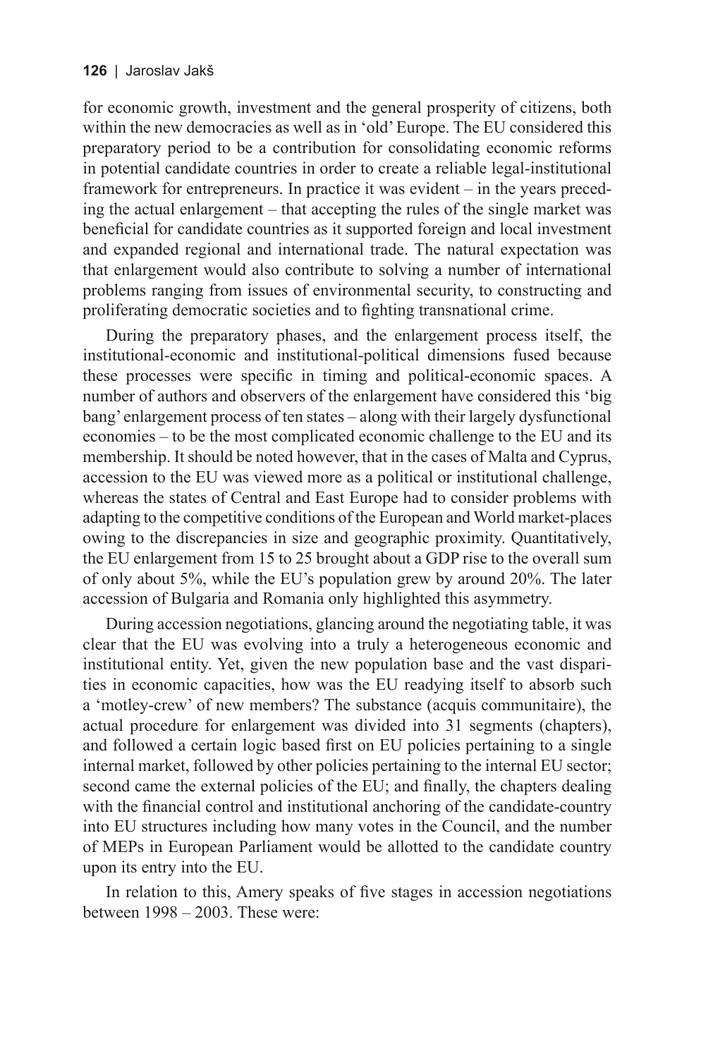for economic growth, investment and the general prosperity of citizens, both within the new democracies as well as in 'old' Europe. The EU considered this preparatory period to be a contribution for consolidating economic reforms in potential candidate countries in order to create a reliable legal-institutional framework for entrepreneurs. In practice it was evident – in the years preceding the actual enlargement – that accepting the rules of the single market was beneficial for candidate countries as it supported foreign and local investment and expanded regional and international trade. The natural expectation was that enlargement would also contribute to solving a number of international problems ranging from issues of environmental security, to constructing and proliferating democratic societies and to fighting transnational crime.

During the preparatory phases, and the enlargement process itself, the institutional-economic and institutional-political dimensions fused because these processes were specific in timing and political-economic spaces. A number of authors and observers of the enlargement have considered this 'big bang' enlargement process of ten states – along with their largely dysfunctional economies – to be the most complicated economic challenge to the EU and its membership. It should be noted however, that in the cases of Malta and Cyprus, accession to the EU was viewed more as a political or institutional challenge, whereas the states of Central and East Europe had to consider problems with adapting to the competitive conditions of the European and World market-places owing to the discrepancies in size and geographic proximity. Quantitatively, the EU enlargement from 15 to 25 brought about a GDP rise to the overall sum of only about 5%, while the EU's population grew by around 20%. The later accession of Bulgaria and Romania only highlighted this asymmetry.

During accession negotiations, glancing around the negotiating table, it was clear that the EU was evolving into a truly a heterogeneous economic and institutional entity. Yet, given the new population base and the vast disparities in economic capacities, how was the EU readying itself to absorb such a 'motley-crew' of new members? The substance (acquis communitaire), the actual procedure for enlargement was divided into 31 segments (chapters), and followed a certain logic based first on EU policies pertaining to a single internal market, followed by other policies pertaining to the internal EU sector; second came the external policies of the EU; and finally, the chapters dealing with the financial control and institutional anchoring of the candidate-country into EU structures including how many votes in the Council, and the number of MEPs in European Parliament would be allotted to the candidate country upon its entry into the EU.

In relation to this, Amery speaks of five stages in accession negotiations between 1998 – 2003. These were: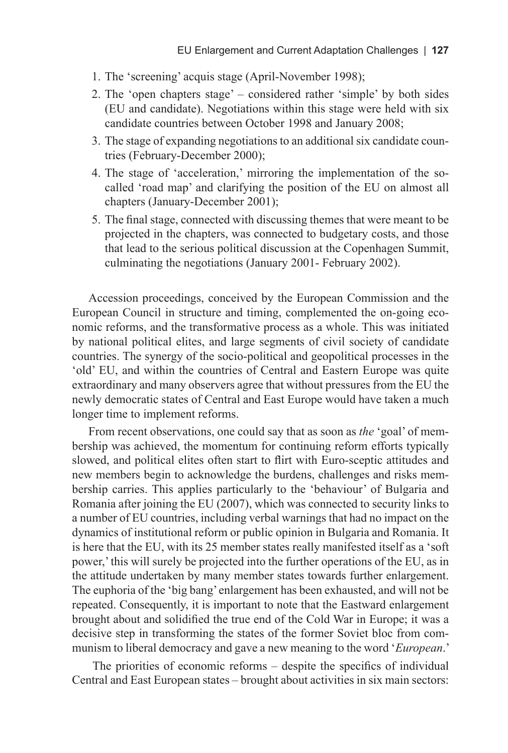1. The 'screening' acquis stage (April-November 1998);
2. The 'open chapters stage' – considered rather 'simple' by both sides (EU and candidate). Negotiations within this stage were held with six candidate countries between October 1998 and January 2008;
3. The stage of expanding negotiations to an additional six candidate countries (February-December 2000);
4. The stage of 'acceleration,' mirroring the implementation of the so-called 'road map' and clarifying the position of the EU on almost all chapters (January-December 2001);
5. The final stage, connected with discussing themes that were meant to be projected in the chapters, was connected to budgetary costs, and those that lead to the serious political discussion at the Copenhagen Summit, culminating the negotiations (January 2001- February 2002).

Accession proceedings, conceived by the European Commission and the European Council in structure and timing, complemented the on-going economic reforms, and the transformative process as a whole. This was initiated by national political elites, and large segments of civil society of candidate countries. The synergy of the socio-political and geopolitical processes in the 'old' EU, and within the countries of Central and Eastern Europe was quite extraordinary and many observers agree that without pressures from the EU the newly democratic states of Central and East Europe would have taken a much longer time to implement reforms.

From recent observations, one could say that as soon as *the* 'goal' of membership was achieved, the momentum for continuing reform efforts typically slowed, and political elites often start to flirt with Euro-sceptic attitudes and new members begin to acknowledge the burdens, challenges and risks membership carries. This applies particularly to the 'behaviour' of Bulgaria and Romania after joining the EU (2007), which was connected to security links to a number of EU countries, including verbal warnings that had no impact on the dynamics of institutional reform or public opinion in Bulgaria and Romania. It is here that the EU, with its 25 member states really manifested itself as a 'soft power,' this will surely be projected into the further operations of the EU, as in the attitude undertaken by many member states towards further enlargement. The euphoria of the 'big bang' enlargement has been exhausted, and will not be repeated. Consequently, it is important to note that the Eastward enlargement brought about and solidified the true end of the Cold War in Europe; it was a decisive step in transforming the states of the former Soviet bloc from communism to liberal democracy and gave a new meaning to the word '*European*.'

The priorities of economic reforms – despite the specifics of individual Central and East European states – brought about activities in six main sectors: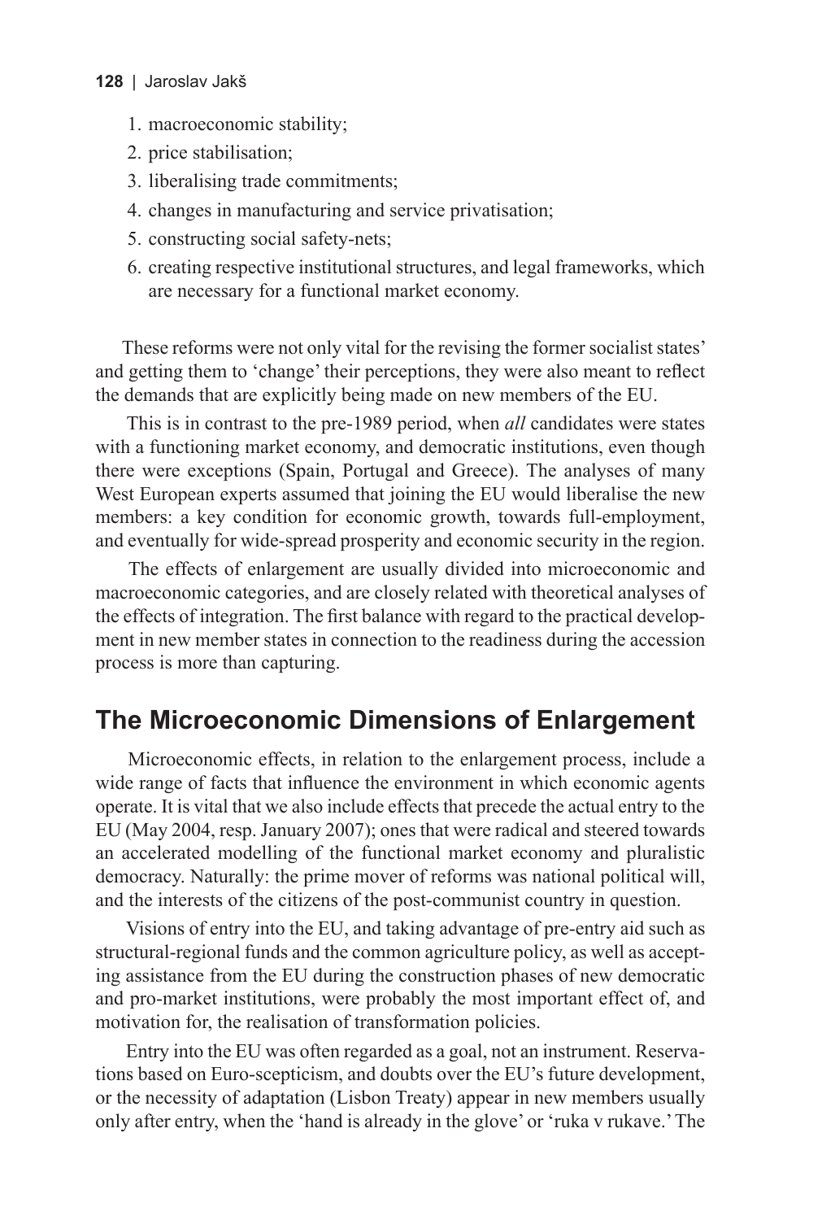1. macroeconomic stability;
2. price stabilisation;
3. liberalising trade commitments;
4. changes in manufacturing and service privatisation;
5. constructing social safety-nets;
6. creating respective institutional structures, and legal frameworks, which are necessary for a functional market economy.

These reforms were not only vital for the revising the former socialist states' and getting them to 'change' their perceptions, they were also meant to reflect the demands that are explicitly being made on new members of the EU.

This is in contrast to the pre-1989 period, when *all* candidates were states with a functioning market economy, and democratic institutions, even though there were exceptions (Spain, Portugal and Greece). The analyses of many West European experts assumed that joining the EU would liberalise the new members: a key condition for economic growth, towards full-employment, and eventually for wide-spread prosperity and economic security in the region.

The effects of enlargement are usually divided into microeconomic and macroeconomic categories, and are closely related with theoretical analyses of the effects of integration. The first balance with regard to the practical development in new member states in connection to the readiness during the accession process is more than capturing.

## The Microeconomic Dimensions of Enlargement

Microeconomic effects, in relation to the enlargement process, include a wide range of facts that influence the environment in which economic agents operate. It is vital that we also include effects that precede the actual entry to the EU (May 2004, resp. January 2007); ones that were radical and steered towards an accelerated modelling of the functional market economy and pluralistic democracy. Naturally: the prime mover of reforms was national political will, and the interests of the citizens of the post-communist country in question.

Visions of entry into the EU, and taking advantage of pre-entry aid such as structural-regional funds and the common agriculture policy, as well as accepting assistance from the EU during the construction phases of new democratic and pro-market institutions, were probably the most important effect of, and motivation for, the realisation of transformation policies.

Entry into the EU was often regarded as a goal, not an instrument. Reservations based on Euro-scepticism, and doubts over the EU's future development, or the necessity of adaptation (Lisbon Treaty) appear in new members usually only after entry, when the 'hand is already in the glove' or 'ruka v rukave.' The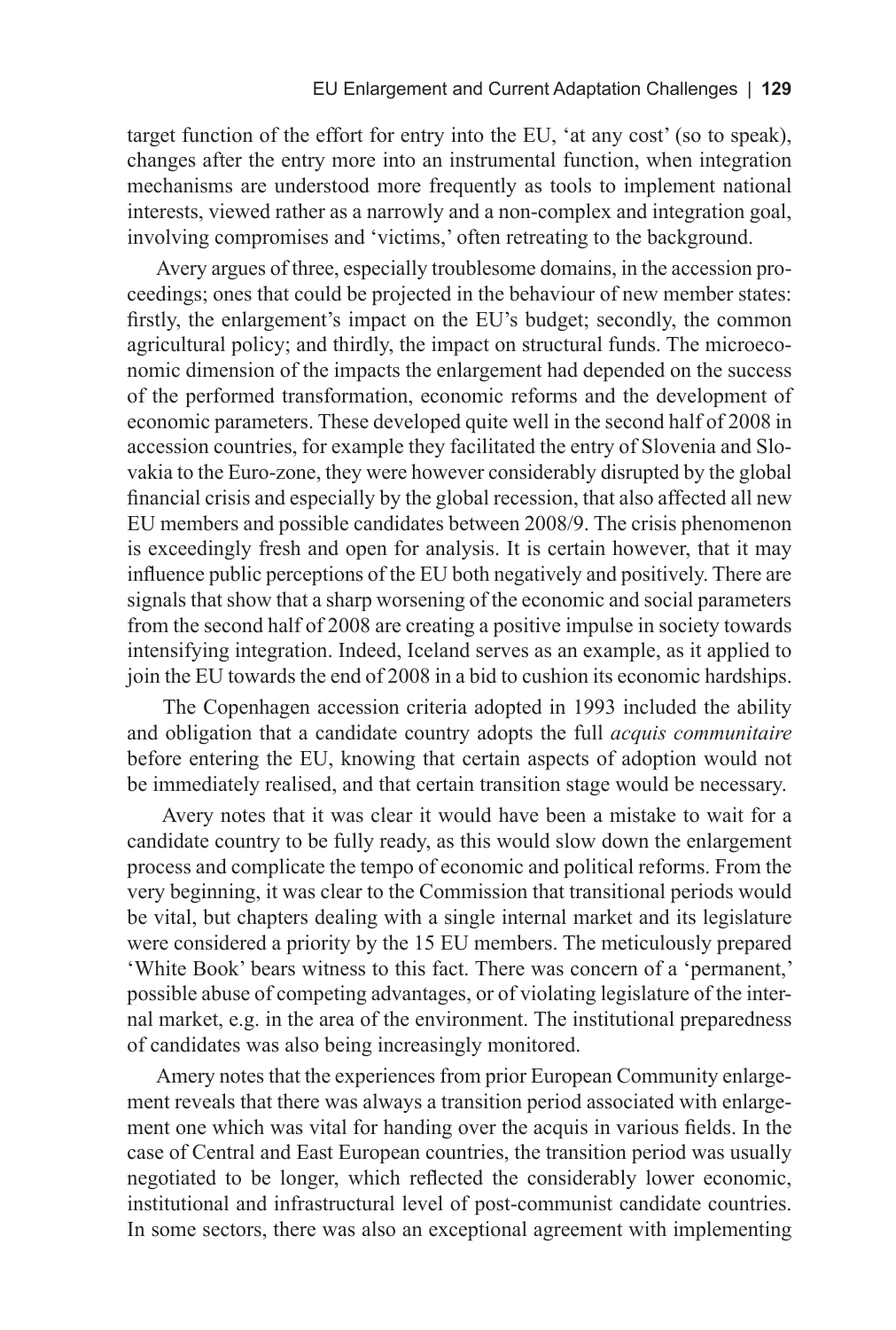target function of the effort for entry into the EU, 'at any cost' (so to speak), changes after the entry more into an instrumental function, when integration mechanisms are understood more frequently as tools to implement national interests, viewed rather as a narrowly and a non-complex and integration goal, involving compromises and 'victims,' often retreating to the background.

Avery argues of three, especially troublesome domains, in the accession proceedings; ones that could be projected in the behaviour of new member states: firstly, the enlargement's impact on the EU's budget; secondly, the common agricultural policy; and thirdly, the impact on structural funds. The microeconomic dimension of the impacts the enlargement had depended on the success of the performed transformation, economic reforms and the development of economic parameters. These developed quite well in the second half of 2008 in accession countries, for example they facilitated the entry of Slovenia and Slovakia to the Euro-zone, they were however considerably disrupted by the global financial crisis and especially by the global recession, that also affected all new EU members and possible candidates between 2008/9. The crisis phenomenon is exceedingly fresh and open for analysis. It is certain however, that it may influence public perceptions of the EU both negatively and positively. There are signals that show that a sharp worsening of the economic and social parameters from the second half of 2008 are creating a positive impulse in society towards intensifying integration. Indeed, Iceland serves as an example, as it applied to join the EU towards the end of 2008 in a bid to cushion its economic hardships.

The Copenhagen accession criteria adopted in 1993 included the ability and obligation that a candidate country adopts the full *acquis communitaire* before entering the EU, knowing that certain aspects of adoption would not be immediately realised, and that certain transition stage would be necessary.

Avery notes that it was clear it would have been a mistake to wait for a candidate country to be fully ready, as this would slow down the enlargement process and complicate the tempo of economic and political reforms. From the very beginning, it was clear to the Commission that transitional periods would be vital, but chapters dealing with a single internal market and its legislature were considered a priority by the 15 EU members. The meticulously prepared 'White Book' bears witness to this fact. There was concern of a 'permanent,' possible abuse of competing advantages, or of violating legislature of the internal market, e.g. in the area of the environment. The institutional preparedness of candidates was also being increasingly monitored.

Amery notes that the experiences from prior European Community enlargement reveals that there was always a transition period associated with enlargement one which was vital for handing over the acquis in various fields. In the case of Central and East European countries, the transition period was usually negotiated to be longer, which reflected the considerably lower economic, institutional and infrastructural level of post-communist candidate countries. In some sectors, there was also an exceptional agreement with implementing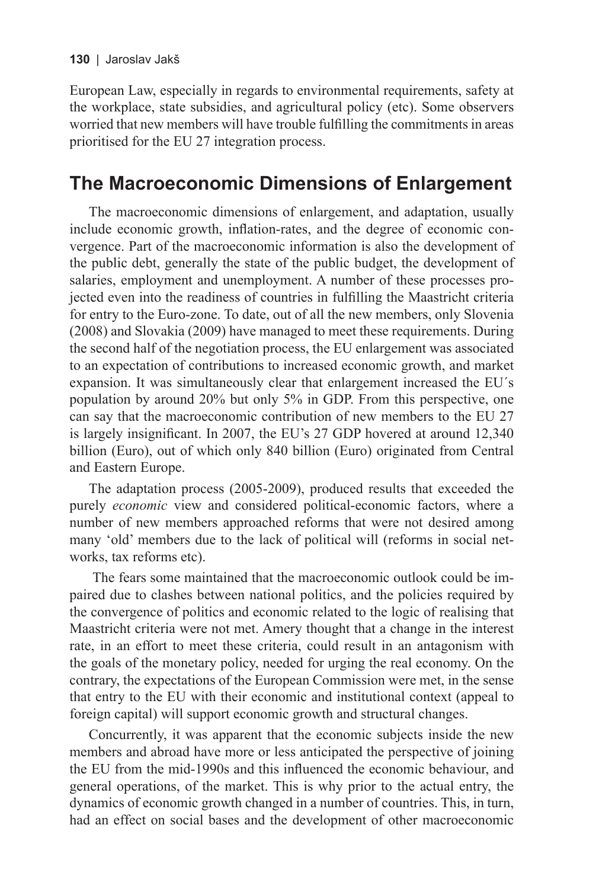European Law, especially in regards to environmental requirements, safety at the workplace, state subsidies, and agricultural policy (etc). Some observers worried that new members will have trouble fulfilling the commitments in areas prioritised for the EU 27 integration process.

## The Macroeconomic Dimensions of Enlargement

The macroeconomic dimensions of enlargement, and adaptation, usually include economic growth, inflation-rates, and the degree of economic convergence. Part of the macroeconomic information is also the development of the public debt, generally the state of the public budget, the development of salaries, employment and unemployment. A number of these processes projected even into the readiness of countries in fulfilling the Maastricht criteria for entry to the Euro-zone. To date, out of all the new members, only Slovenia (2008) and Slovakia (2009) have managed to meet these requirements. During the second half of the negotiation process, the EU enlargement was associated to an expectation of contributions to increased economic growth, and market expansion. It was simultaneously clear that enlargement increased the EU´s population by around 20% but only 5% in GDP. From this perspective, one can say that the macroeconomic contribution of new members to the EU 27 is largely insignificant. In 2007, the EU's 27 GDP hovered at around 12,340 billion (Euro), out of which only 840 billion (Euro) originated from Central and Eastern Europe.

The adaptation process (2005-2009), produced results that exceeded the purely *economic* view and considered political-economic factors, where a number of new members approached reforms that were not desired among many 'old' members due to the lack of political will (reforms in social networks, tax reforms etc).

The fears some maintained that the macroeconomic outlook could be impaired due to clashes between national politics, and the policies required by the convergence of politics and economic related to the logic of realising that Maastricht criteria were not met. Amery thought that a change in the interest rate, in an effort to meet these criteria, could result in an antagonism with the goals of the monetary policy, needed for urging the real economy. On the contrary, the expectations of the European Commission were met, in the sense that entry to the EU with their economic and institutional context (appeal to foreign capital) will support economic growth and structural changes.

Concurrently, it was apparent that the economic subjects inside the new members and abroad have more or less anticipated the perspective of joining the EU from the mid-1990s and this influenced the economic behaviour, and general operations, of the market. This is why prior to the actual entry, the dynamics of economic growth changed in a number of countries. This, in turn, had an effect on social bases and the development of other macroeconomic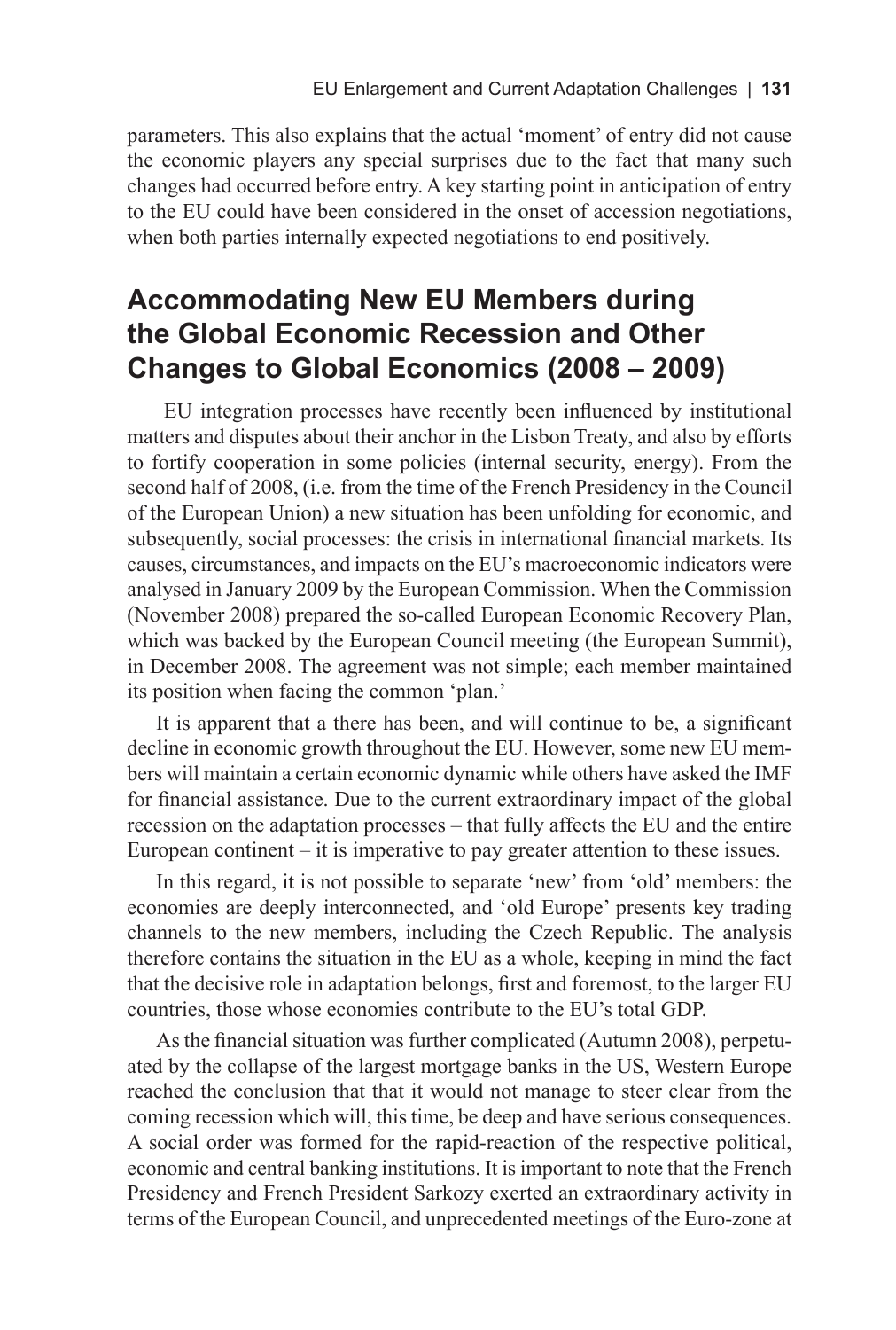parameters. This also explains that the actual 'moment' of entry did not cause the economic players any special surprises due to the fact that many such changes had occurred before entry. A key starting point in anticipation of entry to the EU could have been considered in the onset of accession negotiations, when both parties internally expected negotiations to end positively.

## Accommodating New EU Members during the Global Economic Recession and Other Changes to Global Economics (2008 – 2009)

EU integration processes have recently been influenced by institutional matters and disputes about their anchor in the Lisbon Treaty, and also by efforts to fortify cooperation in some policies (internal security, energy). From the second half of 2008, (i.e. from the time of the French Presidency in the Council of the European Union) a new situation has been unfolding for economic, and subsequently, social processes: the crisis in international financial markets. Its causes, circumstances, and impacts on the EU's macroeconomic indicators were analysed in January 2009 by the European Commission. When the Commission (November 2008) prepared the so-called European Economic Recovery Plan, which was backed by the European Council meeting (the European Summit), in December 2008. The agreement was not simple; each member maintained its position when facing the common 'plan.'

It is apparent that a there has been, and will continue to be, a significant decline in economic growth throughout the EU. However, some new EU members will maintain a certain economic dynamic while others have asked the IMF for financial assistance. Due to the current extraordinary impact of the global recession on the adaptation processes – that fully affects the EU and the entire European continent – it is imperative to pay greater attention to these issues.

In this regard, it is not possible to separate 'new' from 'old' members: the economies are deeply interconnected, and 'old Europe' presents key trading channels to the new members, including the Czech Republic. The analysis therefore contains the situation in the EU as a whole, keeping in mind the fact that the decisive role in adaptation belongs, first and foremost, to the larger EU countries, those whose economies contribute to the EU's total GDP.

As the financial situation was further complicated (Autumn 2008), perpetuated by the collapse of the largest mortgage banks in the US, Western Europe reached the conclusion that that it would not manage to steer clear from the coming recession which will, this time, be deep and have serious consequences. A social order was formed for the rapid-reaction of the respective political, economic and central banking institutions. It is important to note that the French Presidency and French President Sarkozy exerted an extraordinary activity in terms of the European Council, and unprecedented meetings of the Euro-zone at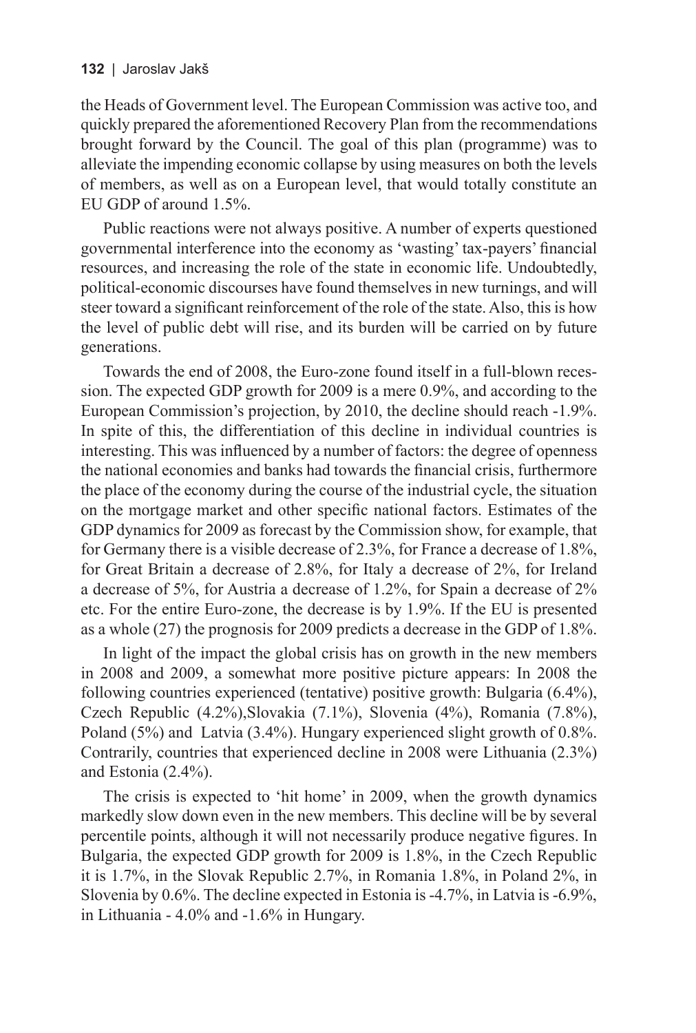the Heads of Government level. The European Commission was active too, and quickly prepared the aforementioned Recovery Plan from the recommendations brought forward by the Council. The goal of this plan (programme) was to alleviate the impending economic collapse by using measures on both the levels of members, as well as on a European level, that would totally constitute an EU GDP of around 1.5%.

Public reactions were not always positive. A number of experts questioned governmental interference into the economy as 'wasting' tax-payers' financial resources, and increasing the role of the state in economic life. Undoubtedly, political-economic discourses have found themselves in new turnings, and will steer toward a significant reinforcement of the role of the state. Also, this is how the level of public debt will rise, and its burden will be carried on by future generations.

Towards the end of 2008, the Euro-zone found itself in a full-blown recession. The expected GDP growth for 2009 is a mere 0.9%, and according to the European Commission's projection, by 2010, the decline should reach -1.9%. In spite of this, the differentiation of this decline in individual countries is interesting. This was influenced by a number of factors: the degree of openness the national economies and banks had towards the financial crisis, furthermore the place of the economy during the course of the industrial cycle, the situation on the mortgage market and other specific national factors. Estimates of the GDP dynamics for 2009 as forecast by the Commission show, for example, that for Germany there is a visible decrease of 2.3%, for France a decrease of 1.8%, for Great Britain a decrease of 2.8%, for Italy a decrease of 2%, for Ireland a decrease of 5%, for Austria a decrease of 1.2%, for Spain a decrease of 2% etc. For the entire Euro-zone, the decrease is by 1.9%. If the EU is presented as a whole (27) the prognosis for 2009 predicts a decrease in the GDP of 1.8%.

In light of the impact the global crisis has on growth in the new members in 2008 and 2009, a somewhat more positive picture appears: In 2008 the following countries experienced (tentative) positive growth: Bulgaria (6.4%), Czech Republic (4.2%),Slovakia (7.1%), Slovenia (4%), Romania (7.8%), Poland (5%) and Latvia (3.4%). Hungary experienced slight growth of 0.8%. Contrarily, countries that experienced decline in 2008 were Lithuania (2.3%) and Estonia (2.4%).

The crisis is expected to 'hit home' in 2009, when the growth dynamics markedly slow down even in the new members. This decline will be by several percentile points, although it will not necessarily produce negative figures. In Bulgaria, the expected GDP growth for 2009 is 1.8%, in the Czech Republic it is 1.7%, in the Slovak Republic 2.7%, in Romania 1.8%, in Poland 2%, in Slovenia by 0.6%. The decline expected in Estonia is -4.7%, in Latvia is -6.9%, in Lithuania - 4.0% and -1.6% in Hungary.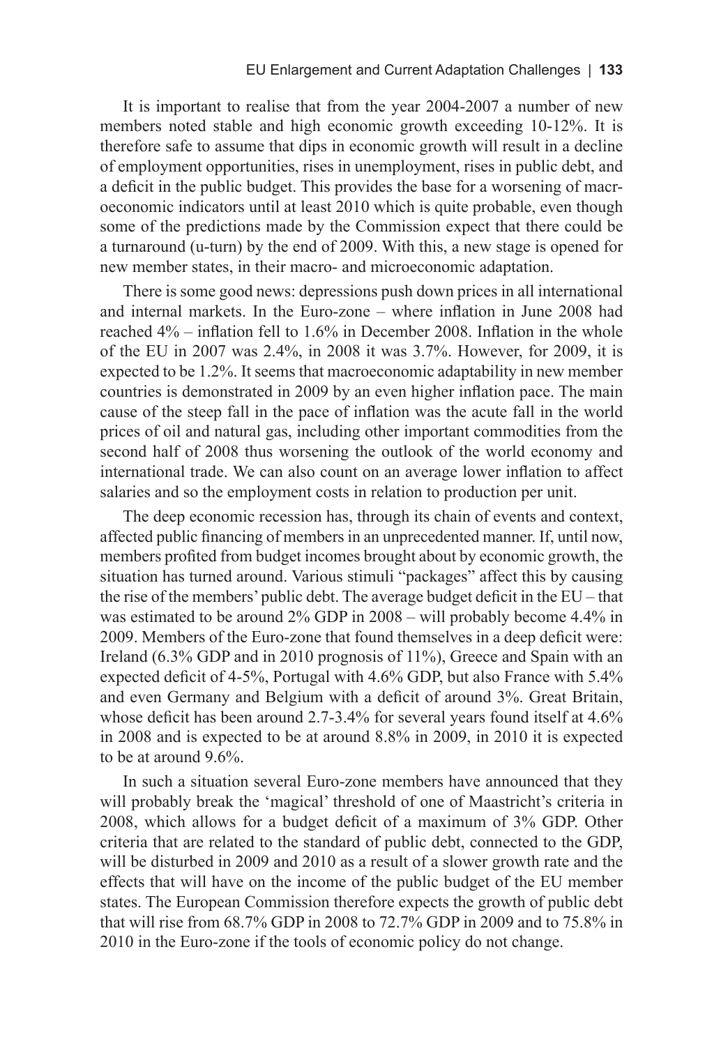It is important to realise that from the year 2004-2007 a number of new members noted stable and high economic growth exceeding 10-12%. It is therefore safe to assume that dips in economic growth will result in a decline of employment opportunities, rises in unemployment, rises in public debt, and a deficit in the public budget. This provides the base for a worsening of macroeconomic indicators until at least 2010 which is quite probable, even though some of the predictions made by the Commission expect that there could be a turnaround (u-turn) by the end of 2009. With this, a new stage is opened for new member states, in their macro- and microeconomic adaptation.

There is some good news: depressions push down prices in all international and internal markets. In the Euro-zone – where inflation in June 2008 had reached 4% – inflation fell to 1.6% in December 2008. Inflation in the whole of the EU in 2007 was 2.4%, in 2008 it was 3.7%. However, for 2009, it is expected to be 1.2%. It seems that macroeconomic adaptability in new member countries is demonstrated in 2009 by an even higher inflation pace. The main cause of the steep fall in the pace of inflation was the acute fall in the world prices of oil and natural gas, including other important commodities from the second half of 2008 thus worsening the outlook of the world economy and international trade. We can also count on an average lower inflation to affect salaries and so the employment costs in relation to production per unit.

The deep economic recession has, through its chain of events and context, affected public financing of members in an unprecedented manner. If, until now, members profited from budget incomes brought about by economic growth, the situation has turned around. Various stimuli "packages" affect this by causing the rise of the members' public debt. The average budget deficit in the EU – that was estimated to be around 2% GDP in 2008 – will probably become 4.4% in 2009. Members of the Euro-zone that found themselves in a deep deficit were: Ireland (6.3% GDP and in 2010 prognosis of 11%), Greece and Spain with an expected deficit of 4-5%, Portugal with 4.6% GDP, but also France with 5.4% and even Germany and Belgium with a deficit of around 3%. Great Britain, whose deficit has been around 2.7-3.4% for several years found itself at 4.6% in 2008 and is expected to be at around 8.8% in 2009, in 2010 it is expected to be at around 9.6%.

In such a situation several Euro-zone members have announced that they will probably break the 'magical' threshold of one of Maastricht's criteria in 2008, which allows for a budget deficit of a maximum of 3% GDP. Other criteria that are related to the standard of public debt, connected to the GDP, will be disturbed in 2009 and 2010 as a result of a slower growth rate and the effects that will have on the income of the public budget of the EU member states. The European Commission therefore expects the growth of public debt that will rise from 68.7% GDP in 2008 to 72.7% GDP in 2009 and to 75.8% in 2010 in the Euro-zone if the tools of economic policy do not change.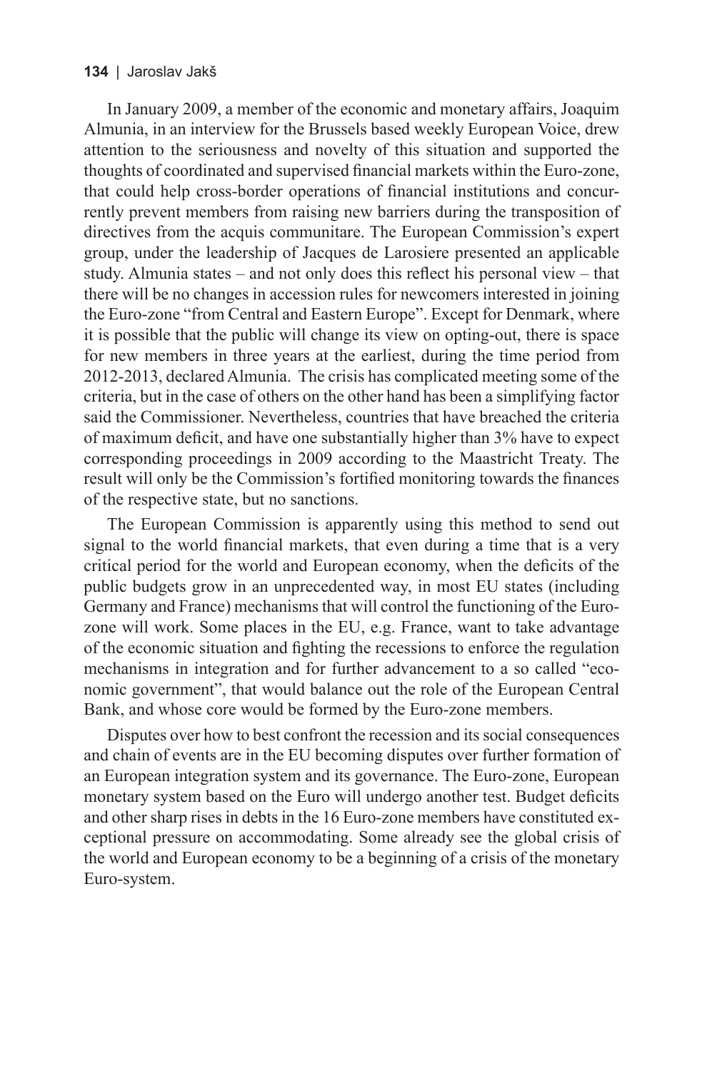In January 2009, a member of the economic and monetary affairs, Joaquim Almunia, in an interview for the Brussels based weekly European Voice, drew attention to the seriousness and novelty of this situation and supported the thoughts of coordinated and supervised financial markets within the Euro-zone, that could help cross-border operations of financial institutions and concurrently prevent members from raising new barriers during the transposition of directives from the acquis communitare. The European Commission's expert group, under the leadership of Jacques de Larosiere presented an applicable study. Almunia states – and not only does this reflect his personal view – that there will be no changes in accession rules for newcomers interested in joining the Euro-zone "from Central and Eastern Europe". Except for Denmark, where it is possible that the public will change its view on opting-out, there is space for new members in three years at the earliest, during the time period from 2012-2013, declared Almunia. The crisis has complicated meeting some of the criteria, but in the case of others on the other hand has been a simplifying factor said the Commissioner. Nevertheless, countries that have breached the criteria of maximum deficit, and have one substantially higher than 3% have to expect corresponding proceedings in 2009 according to the Maastricht Treaty. The result will only be the Commission's fortified monitoring towards the finances of the respective state, but no sanctions.

The European Commission is apparently using this method to send out signal to the world financial markets, that even during a time that is a very critical period for the world and European economy, when the deficits of the public budgets grow in an unprecedented way, in most EU states (including Germany and France) mechanisms that will control the functioning of the Euro-zone will work. Some places in the EU, e.g. France, want to take advantage of the economic situation and fighting the recessions to enforce the regulation mechanisms in integration and for further advancement to a so called "economic government", that would balance out the role of the European Central Bank, and whose core would be formed by the Euro-zone members.

Disputes over how to best confront the recession and its social consequences and chain of events are in the EU becoming disputes over further formation of an European integration system and its governance. The Euro-zone, European monetary system based on the Euro will undergo another test. Budget deficits and other sharp rises in debts in the 16 Euro-zone members have constituted exceptional pressure on accommodating. Some already see the global crisis of the world and European economy to be a beginning of a crisis of the monetary Euro-system.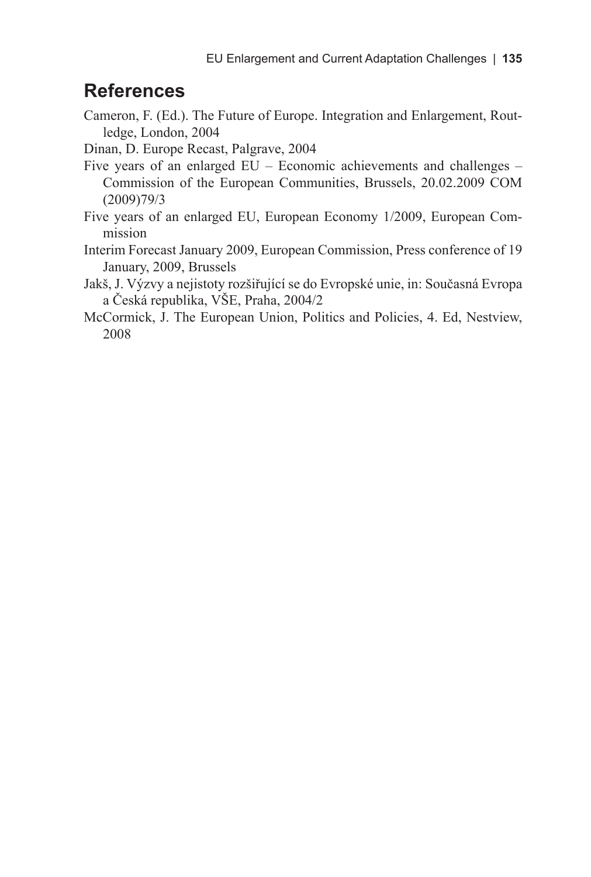## References

Cameron, F. (Ed.). The Future of Europe. Integration and Enlargement, Routledge, London, 2004

Dinan, D. Europe Recast, Palgrave, 2004

Five years of an enlarged EU – Economic achievements and challenges – Commission of the European Communities, Brussels, 20.02.2009 COM (2009)79/3

Five years of an enlarged EU, European Economy 1/2009, European Commission

Interim Forecast January 2009, European Commission, Press conference of 19 January, 2009, Brussels

Jakš, J. Výzvy a nejistoty rozšiřující se do Evropské unie, in: Současná Evropa a Česká republika, VŠE, Praha, 2004/2

McCormick, J. The European Union, Politics and Policies, 4. Ed, Nestview, 2008